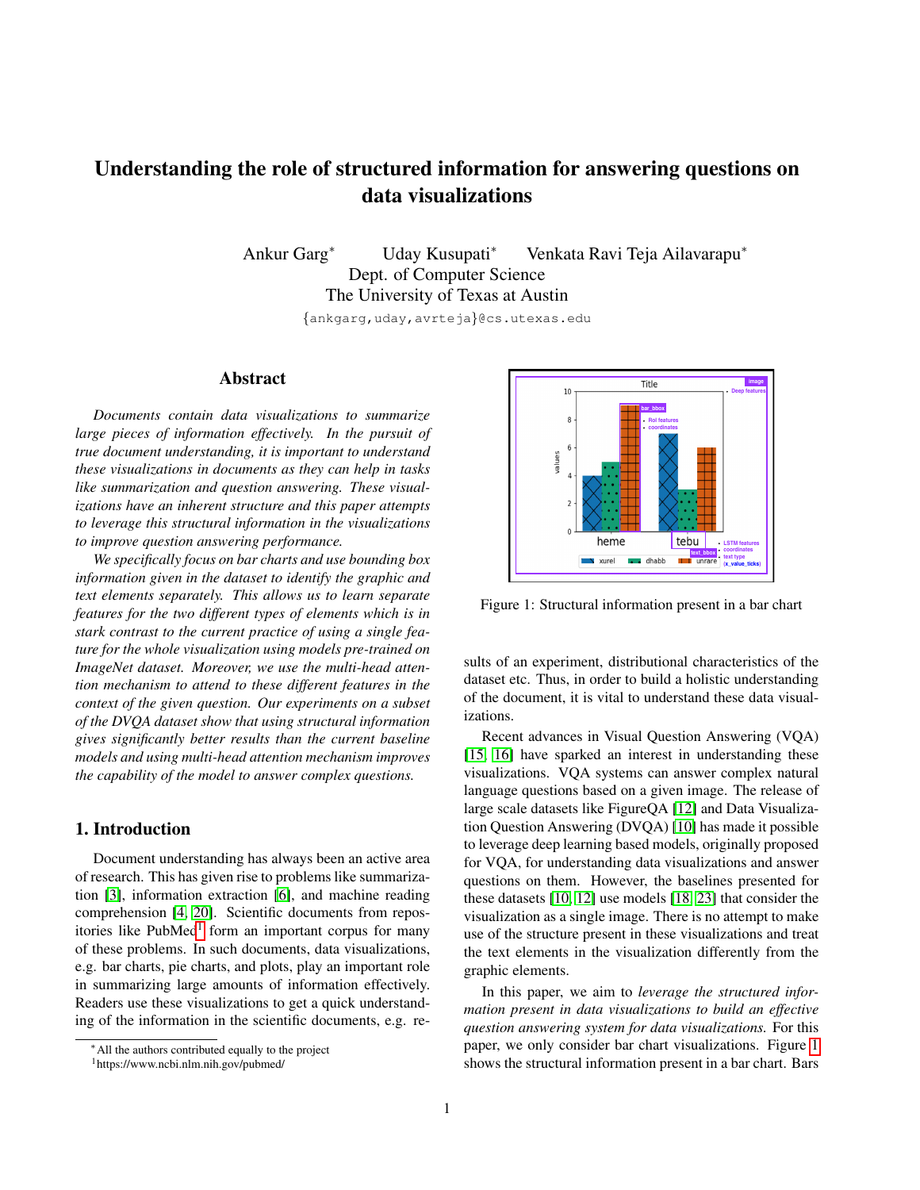# Understanding the role of structured information for answering questions on data visualizations

Ankur Garg* Uday Kusupati* Venkata Ravi Teja Ailavarapu*
Dept. of Computer Science
The University of Texas at Austin
{ankgarg,uday,avrteja}@cs.utexas.edu

## Abstract

*Documents contain data visualizations to summarize large pieces of information effectively. In the pursuit of true document understanding, it is important to understand these visualizations in documents as they can help in tasks like summarization and question answering. These visualizations have an inherent structure and this paper attempts to leverage this structural information in the visualizations to improve question answering performance.*

*We specifically focus on bar charts and use bounding box information given in the dataset to identify the graphic and text elements separately. This allows us to learn separate features for the two different types of elements which is in stark contrast to the current practice of using a single feature for the whole visualization using models pre-trained on ImageNet dataset. Moreover, we use the multi-head attention mechanism to attend to these different features in the context of the given question. Our experiments on a subset of the DVQA dataset show that using structural information gives significantly better results than the current baseline models and using multi-head attention mechanism improves the capability of the model to answer complex questions.*

## 1. Introduction

Document understanding has always been an active area of research. This has given rise to problems like summarization [3], information extraction [6], and machine reading comprehension [4, 20]. Scientific documents from repositories like PubMed[1] form an important corpus for many of these problems. In such documents, data visualizations, e.g. bar charts, pie charts, and plots, play an important role in summarizing large amounts of information effectively. Readers use these visualizations to get a quick understanding of the information in the scientific documents, e.g. results of an experiment, distributional characteristics of the dataset etc. Thus, in order to build a holistic understanding of the document, it is vital to understand these data visualizations.

Figure 1: Structural information present in a bar chart

Recent advances in Visual Question Answering (VQA) [15, 16] have sparked an interest in understanding these visualizations. VQA systems can answer complex natural language questions based on a given image. The release of large scale datasets like FigureQA [12] and Data Visualization Question Answering (DVQA) [10] has made it possible to leverage deep learning based models, originally proposed for VQA, for understanding data visualizations and answer questions on them. However, the baselines presented for these datasets [10, 12] use models [18, 23] that consider the visualization as a single image. There is no attempt to make use of the structure present in these visualizations and treat the text elements in the visualization differently from the graphic elements.

In this paper, we aim to *leverage the structured information present in data visualizations to build an effective question answering system for data visualizations.* For this paper, we only consider bar chart visualizations. Figure 1 shows the structural information present in a bar chart. Bars

*All the authors contributed equally to the project

[1]https://www.ncbi.nlm.nih.gov/pubmed/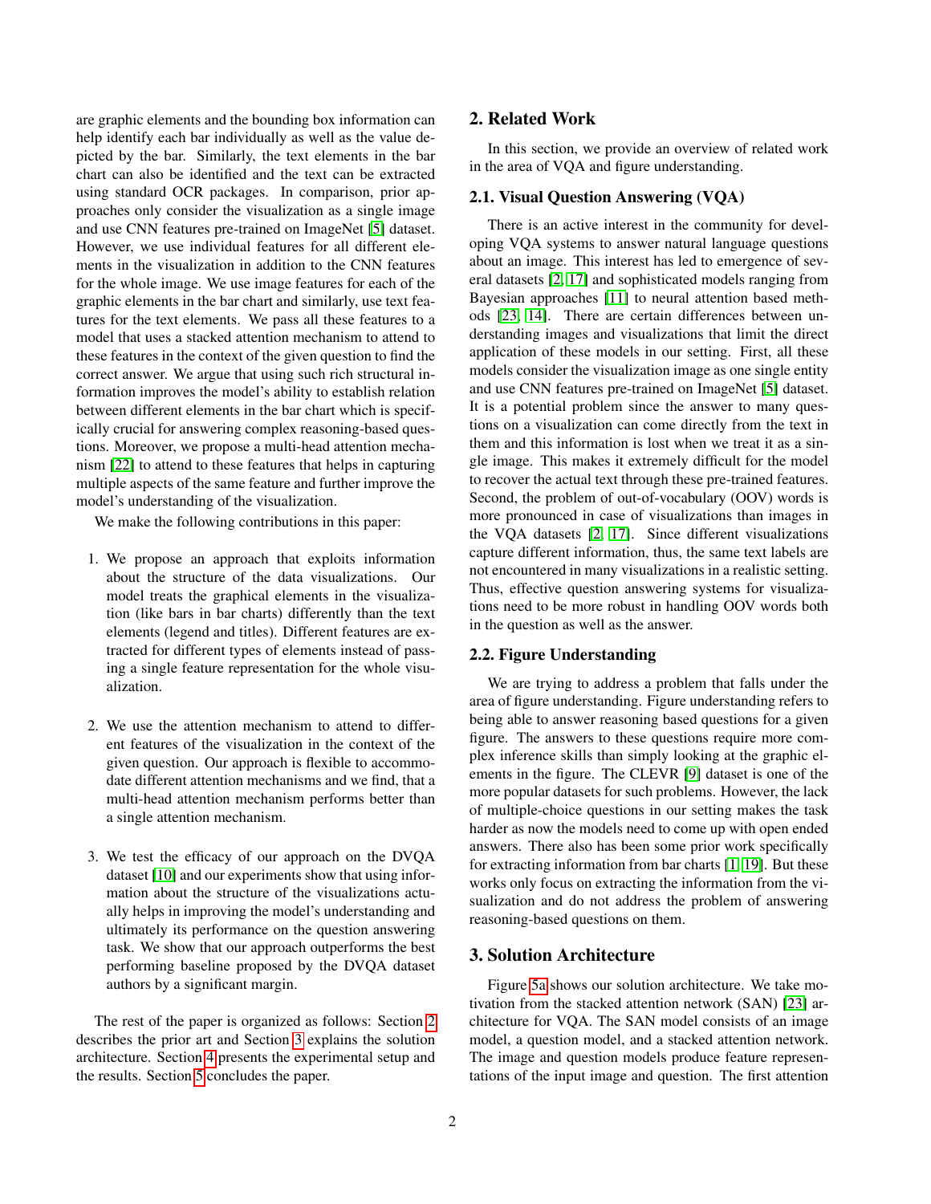are graphic elements and the bounding box information can help identify each bar individually as well as the value depicted by the bar. Similarly, the text elements in the bar chart can also be identified and the text can be extracted using standard OCR packages. In comparison, prior approaches only consider the visualization as a single image and use CNN features pre-trained on ImageNet [5] dataset. However, we use individual features for all different elements in the visualization in addition to the CNN features for the whole image. We use image features for each of the graphic elements in the bar chart and similarly, use text features for the text elements. We pass all these features to a model that uses a stacked attention mechanism to attend to these features in the context of the given question to find the correct answer. We argue that using such rich structural information improves the model's ability to establish relation between different elements in the bar chart which is specifically crucial for answering complex reasoning-based questions. Moreover, we propose a multi-head attention mechanism [22] to attend to these features that helps in capturing multiple aspects of the same feature and further improve the model's understanding of the visualization.

We make the following contributions in this paper:

1. We propose an approach that exploits information about the structure of the data visualizations. Our model treats the graphical elements in the visualization (like bars in bar charts) differently than the text elements (legend and titles). Different features are extracted for different types of elements instead of passing a single feature representation for the whole visualization.

2. We use the attention mechanism to attend to different features of the visualization in the context of the given question. Our approach is flexible to accommodate different attention mechanisms and we find, that a multi-head attention mechanism performs better than a single attention mechanism.

3. We test the efficacy of our approach on the DVQA dataset [10] and our experiments show that using information about the structure of the visualizations actually helps in improving the model's understanding and ultimately its performance on the question answering task. We show that our approach outperforms the best performing baseline proposed by the DVQA dataset authors by a significant margin.

The rest of the paper is organized as follows: Section 2 describes the prior art and Section 3 explains the solution architecture. Section 4 presents the experimental setup and the results. Section 5 concludes the paper.

## 2. Related Work

In this section, we provide an overview of related work in the area of VQA and figure understanding.

### 2.1. Visual Question Answering (VQA)

There is an active interest in the community for developing VQA systems to answer natural language questions about an image. This interest has led to emergence of several datasets [2, 17] and sophisticated models ranging from Bayesian approaches [11] to neural attention based methods [23, 14]. There are certain differences between understanding images and visualizations that limit the direct application of these models in our setting. First, all these models consider the visualization image as one single entity and use CNN features pre-trained on ImageNet [5] dataset. It is a potential problem since the answer to many questions on a visualization can come directly from the text in them and this information is lost when we treat it as a single image. This makes it extremely difficult for the model to recover the actual text through these pre-trained features. Second, the problem of out-of-vocabulary (OOV) words is more pronounced in case of visualizations than images in the VQA datasets [2, 17]. Since different visualizations capture different information, thus, the same text labels are not encountered in many visualizations in a realistic setting. Thus, effective question answering systems for visualizations need to be more robust in handling OOV words both in the question as well as the answer.

### 2.2. Figure Understanding

We are trying to address a problem that falls under the area of figure understanding. Figure understanding refers to being able to answer reasoning based questions for a given figure. The answers to these questions require more complex inference skills than simply looking at the graphic elements in the figure. The CLEVR [9] dataset is one of the more popular datasets for such problems. However, the lack of multiple-choice questions in our setting makes the task harder as now the models need to come up with open ended answers. There also has been some prior work specifically for extracting information from bar charts [1, 19]. But these works only focus on extracting the information from the visualization and do not address the problem of answering reasoning-based questions on them.

## 3. Solution Architecture

Figure 5a shows our solution architecture. We take motivation from the stacked attention network (SAN) [23] architecture for VQA. The SAN model consists of an image model, a question model, and a stacked attention network. The image and question models produce feature representations of the input image and question. The first attention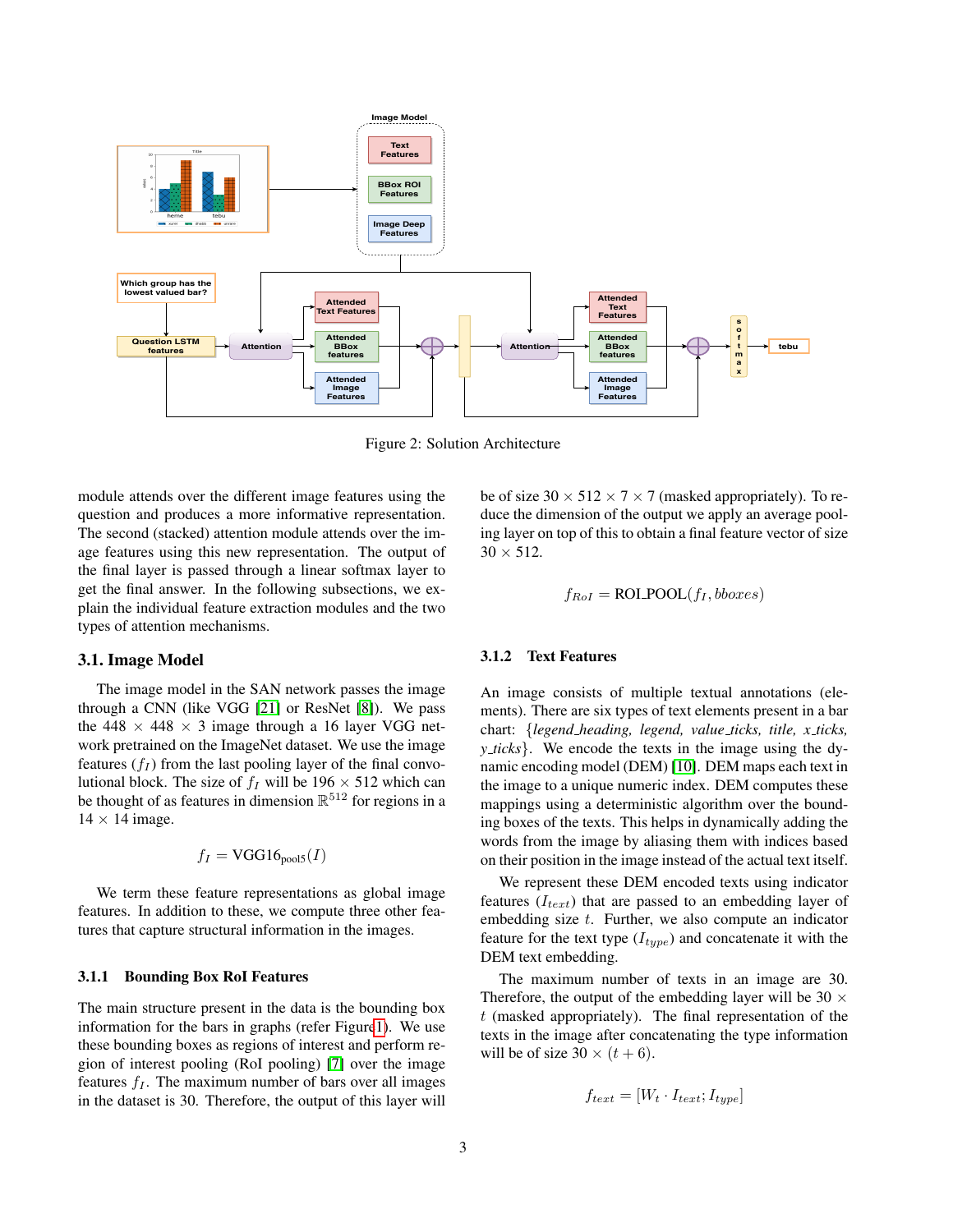Figure 2: Solution Architecture

module attends over the different image features using the question and produces a more informative representation. The second (stacked) attention module attends over the image features using this new representation. The output of the final layer is passed through a linear softmax layer to get the final answer. In the following subsections, we explain the individual feature extraction modules and the two types of attention mechanisms.

## 3.1. Image Model

The image model in the SAN network passes the image through a CNN (like VGG [21] or ResNet [8]). We pass the 448 × 448 × 3 image through a 16 layer VGG network pretrained on the ImageNet dataset. We use the image features ($f_I$) from the last pooling layer of the final convolutional block. The size of $f_I$ will be 196 × 512 which can be thought of as features in dimension $\mathbb{R}^{512}$ for regions in a 14 × 14 image.

$$f_I = \text{VGG16}_{\text{pool5}}(I)$$

We term these feature representations as global image features. In addition to these, we compute three other features that capture structural information in the images.

### 3.1.1 Bounding Box RoI Features

The main structure present in the data is the bounding box information for the bars in graphs (refer Figure 1). We use these bounding boxes as regions of interest and perform region of interest pooling (RoI pooling) [7] over the image features $f_I$. The maximum number of bars over all images in the dataset is 30. Therefore, the output of this layer will be of size 30 × 512 × 7 × 7 (masked appropriately). To reduce the dimension of the output we apply an average pooling layer on top of this to obtain a final feature vector of size 30 × 512.

$$f_{RoI} = \text{ROI\_POOL}(f_I, bboxes)$$

### 3.1.2 Text Features

An image consists of multiple textual annotations (elements). There are six types of text elements present in a bar chart: {*legend_heading, legend, value_ticks, title, x_ticks, y_ticks*}. We encode the texts in the image using the dynamic encoding model (DEM) [10]. DEM maps each text in the image to a unique numeric index. DEM computes these mappings using a deterministic algorithm over the bounding boxes of the texts. This helps in dynamically adding the words from the image by aliasing them with indices based on their position in the image instead of the actual text itself.

We represent these DEM encoded texts using indicator features ($I_{text}$) that are passed to an embedding layer of embedding size $t$. Further, we also compute an indicator feature for the text type ($I_{type}$) and concatenate it with the DEM text embedding.

The maximum number of texts in an image are 30. Therefore, the output of the embedding layer will be 30 × $t$ (masked appropriately). The final representation of the texts in the image after concatenating the type information will be of size 30 × $(t + 6)$.

$$f_{text} = [W_t \cdot I_{text}; I_{type}]$$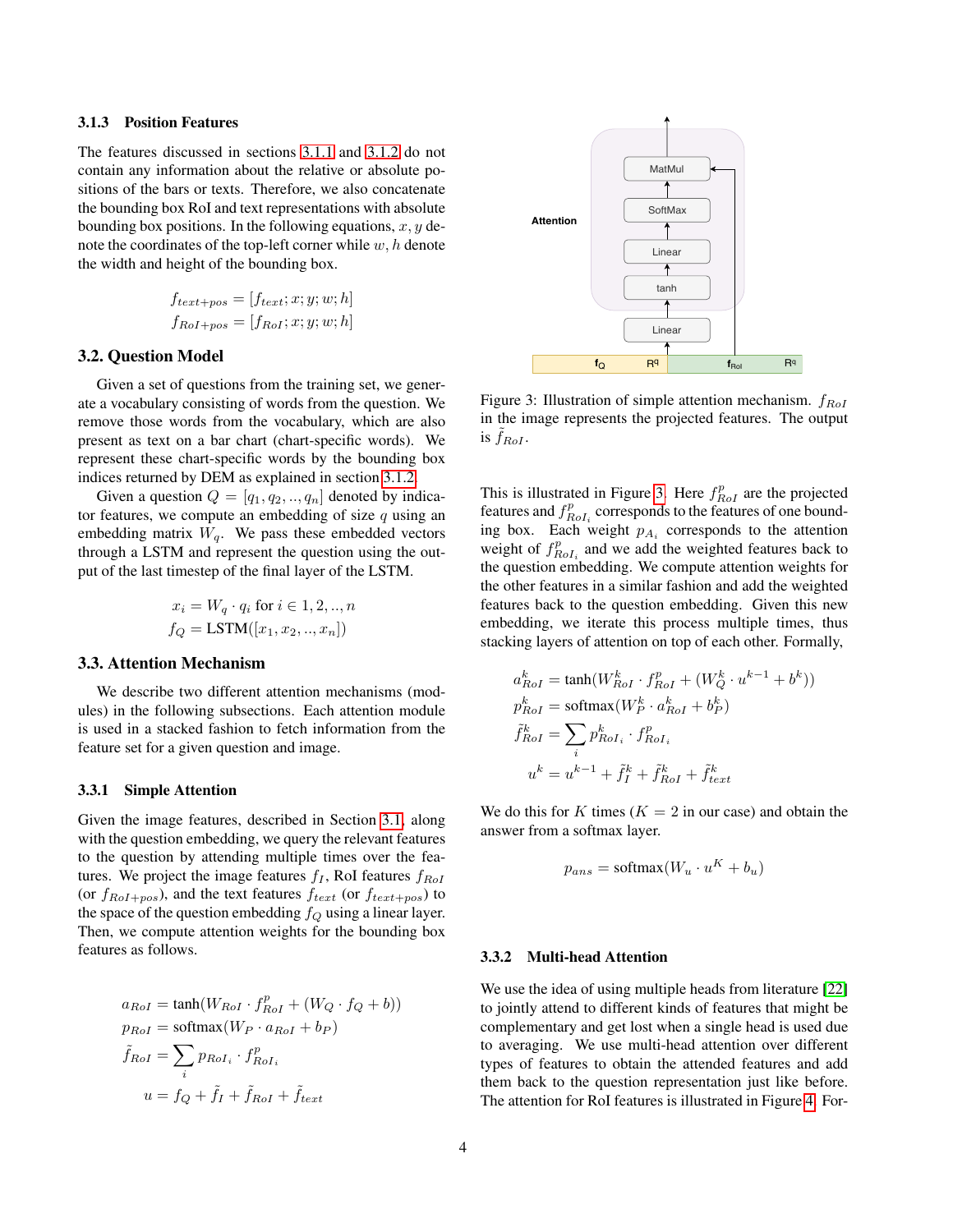### 3.1.3 Position Features

The features discussed in sections 3.1.1 and 3.1.2 do not contain any information about the relative or absolute positions of the bars or texts. Therefore, we also concatenate the bounding box RoI and text representations with absolute bounding box positions. In the following equations, $x, y$ denote the coordinates of the top-left corner while $w, h$ denote the width and height of the bounding box.

$$f_{text+pos} = [f_{text}; x; y; w; h]$$
$$f_{RoI+pos} = [f_{RoI}; x; y; w; h]$$

## 3.2. Question Model

Given a set of questions from the training set, we generate a vocabulary consisting of words from the question. We remove those words from the vocabulary, which are also present as text on a bar chart (chart-specific words). We represent these chart-specific words by the bounding box indices returned by DEM as explained in section 3.1.2.

Given a question $Q = [q_1, q_2, .., q_n]$ denoted by indicator features, we compute an embedding of size $q$ using an embedding matrix $W_q$. We pass these embedded vectors through a LSTM and represent the question using the output of the last timestep of the final layer of the LSTM.

$$x_i = W_q \cdot q_i \text{ for } i \in 1, 2, .., n$$
$$f_Q = \text{LSTM}([x_1, x_2, .., x_n])$$

## 3.3. Attention Mechanism

We describe two different attention mechanisms (modules) in the following subsections. Each attention module is used in a stacked fashion to fetch information from the feature set for a given question and image.

### 3.3.1 Simple Attention

Given the image features, described in Section 3.1, along with the question embedding, we query the relevant features to the question by attending multiple times over the features. We project the image features $f_I$, RoI features $f_{RoI}$ (or $f_{RoI+pos}$), and the text features $f_{text}$ (or $f_{text+pos}$) to the space of the question embedding $f_Q$ using a linear layer. Then, we compute attention weights for the bounding box features as follows.

$$a_{RoI} = \tanh(W_{RoI} \cdot f_{RoI}^p + (W_Q \cdot f_Q + b))$$
$$p_{RoI} = \text{softmax}(W_P \cdot a_{RoI} + b_P)$$
$$\tilde{f}_{RoI} = \sum_i p_{RoI_i} \cdot f_{RoI_i}^p$$
$$u = f_Q + \tilde{f}_I + \tilde{f}_{RoI} + \tilde{f}_{text}$$

Figure 3: Illustration of simple attention mechanism. $f_{RoI}$ in the image represents the projected features. The output is $\tilde{f}_{RoI}$.

This is illustrated in Figure 3. Here $f_{RoI}^p$ are the projected features and $f_{RoI_i}^p$ corresponds to the features of one bounding box. Each weight $p_{A_i}$ corresponds to the attention weight of $f_{RoI_i}^p$ and we add the weighted features back to the question embedding. We compute attention weights for the other features in a similar fashion and add the weighted features back to the question embedding. Given this new embedding, we iterate this process multiple times, thus stacking layers of attention on top of each other. Formally,

$$a_{RoI}^k = \tanh(W_{RoI}^k \cdot f_{RoI}^p + (W_Q^k \cdot u^{k-1} + b^k))$$
$$p_{RoI}^k = \text{softmax}(W_P^k \cdot a_{RoI}^k + b_P^k)$$
$$\tilde{f}_{RoI}^k = \sum_i p_{RoI_i}^k \cdot f_{RoI_i}^p$$
$$u^k = u^{k-1} + \tilde{f}_I^k + \tilde{f}_{RoI}^k + \tilde{f}_{text}^k$$

We do this for $K$ times ($K = 2$ in our case) and obtain the answer from a softmax layer.

$$p_{ans} = \text{softmax}(W_u \cdot u^K + b_u)$$

### 3.3.2 Multi-head Attention

We use the idea of using multiple heads from literature [22] to jointly attend to different kinds of features that might be complementary and get lost when a single head is used due to averaging. We use multi-head attention over different types of features to obtain the attended features and add them back to the question representation just like before. The attention for RoI features is illustrated in Figure 4. For-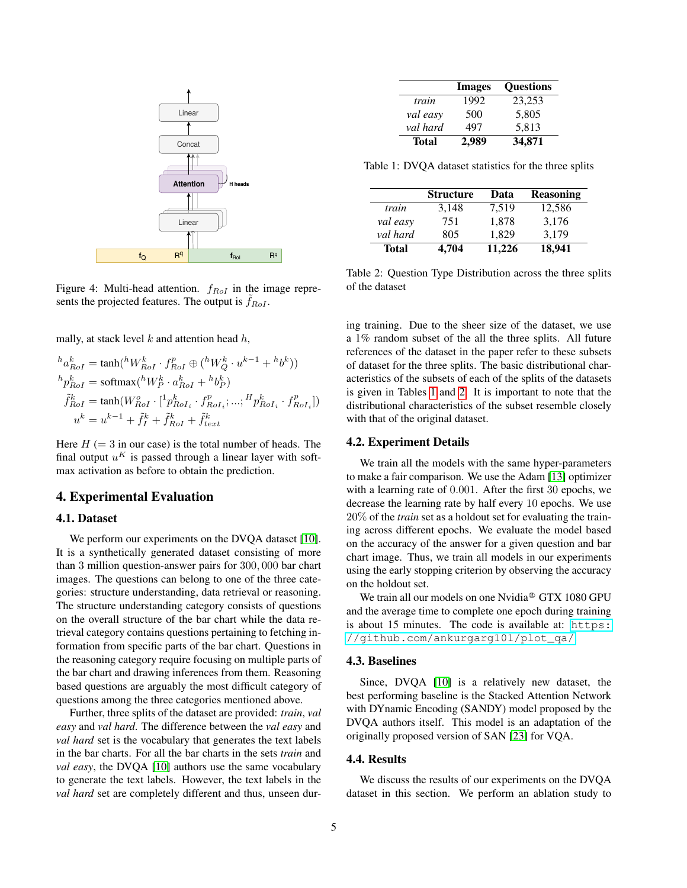Figure 4: Multi-head attention. $f_{RoI}$ in the image represents the projected features. The output is $\tilde{f}_{RoI}$.

mally, at stack level $k$ and attention head $h$,

$$
\begin{aligned}
{}^{h}a^{k}_{RoI} &= \tanh({}^{h}W^{k}_{RoI} \cdot f^{p}_{RoI} \oplus ({}^{h}W^{k}_{Q} \cdot u^{k-1} + {}^{h}b^{k})) \\
{}^{h}p^{k}_{RoI} &= \text{softmax}({}^{h}W^{k}_{P} \cdot a^{k}_{RoI} + {}^{h}b^{k}_{P}) \\
\tilde{f}^{k}_{RoI} &= \tanh(W^{o}_{RoI} \cdot [{}^{1}p^{k}_{RoI_i} \cdot f^{p}_{RoI_i}; ...; {}^{H}p^{k}_{RoI_i} \cdot f^{p}_{RoI_i}]) \\
u^{k} &= u^{k-1} + \tilde{f}^{k}_{I} + \tilde{f}^{k}_{RoI} + \tilde{f}^{k}_{text}
\end{aligned}
$$

Here $H$ ($= 3$ in our case) is the total number of heads. The final output $u^{K}$ is passed through a linear layer with softmax activation as before to obtain the prediction.

## 4. Experimental Evaluation

### 4.1. Dataset

We perform our experiments on the DVQA dataset [10]. It is a synthetically generated dataset consisting of more than 3 million question-answer pairs for $300,000$ bar chart images. The questions can belong to one of the three categories: structure understanding, data retrieval or reasoning. The structure understanding category consists of questions on the overall structure of the bar chart while the data retrieval category contains questions pertaining to fetching information from specific parts of the bar chart. Questions in the reasoning category require focusing on multiple parts of the bar chart and drawing inferences from them. Reasoning based questions are arguably the most difficult category of questions among the three categories mentioned above.

Further, three splits of the dataset are provided: *train*, *val easy* and *val hard*. The difference between the *val easy* and *val hard* set is the vocabulary that generates the text labels in the bar charts. For all the bar charts in the sets *train* and *val easy*, the DVQA [10] authors use the same vocabulary to generate the text labels. However, the text labels in the *val hard* set are completely different and thus, unseen during training. Due to the sheer size of the dataset, we use a 1% random subset of the all the three splits. All future references of the dataset in the paper refer to these subsets of dataset for the three splits. The basic distributional characteristics of the subsets of each of the splits of the datasets is given in Tables 1 and 2. It is important to note that the distributional characteristics of the subset resemble closely with that of the original dataset.

| | Images | Questions |
|---|---|---|
| *train* | 1992 | 23,253 |
| *val easy* | 500 | 5,805 |
| *val hard* | 497 | 5,813 |
| **Total** | **2,989** | **34,871** |

Table 1: DVQA dataset statistics for the three splits

| | Structure | Data | Reasoning |
|---|---|---|---|
| *train* | 3,148 | 7,519 | 12,586 |
| *val easy* | 751 | 1,878 | 3,176 |
| *val hard* | 805 | 1,829 | 3,179 |
| **Total** | **4,704** | **11,226** | **18,941** |

Table 2: Question Type Distribution across the three splits of the dataset

### 4.2. Experiment Details

We train all the models with the same hyper-parameters to make a fair comparison. We use the Adam [13] optimizer with a learning rate of $0.001$. After the first $30$ epochs, we decrease the learning rate by half every $10$ epochs. We use $20\%$ of the *train* set as a holdout set for evaluating the training across different epochs. We evaluate the model based on the accuracy of the answer for a given question and bar chart image. Thus, we train all models in our experiments using the early stopping criterion by observing the accuracy on the holdout set.

We train all our models on one Nvidia® GTX 1080 GPU and the average time to complete one epoch during training is about 15 minutes. The code is available at: `https://github.com/ankurgarg101/plot_qa/`

### 4.3. Baselines

Since, DVQA [10] is a relatively new dataset, the best performing baseline is the Stacked Attention Network with DYnamic Encoding (SANDY) model proposed by the DVQA authors itself. This model is an adaptation of the originally proposed version of SAN [23] for VQA.

### 4.4. Results

We discuss the results of our experiments on the DVQA dataset in this section. We perform an ablation study to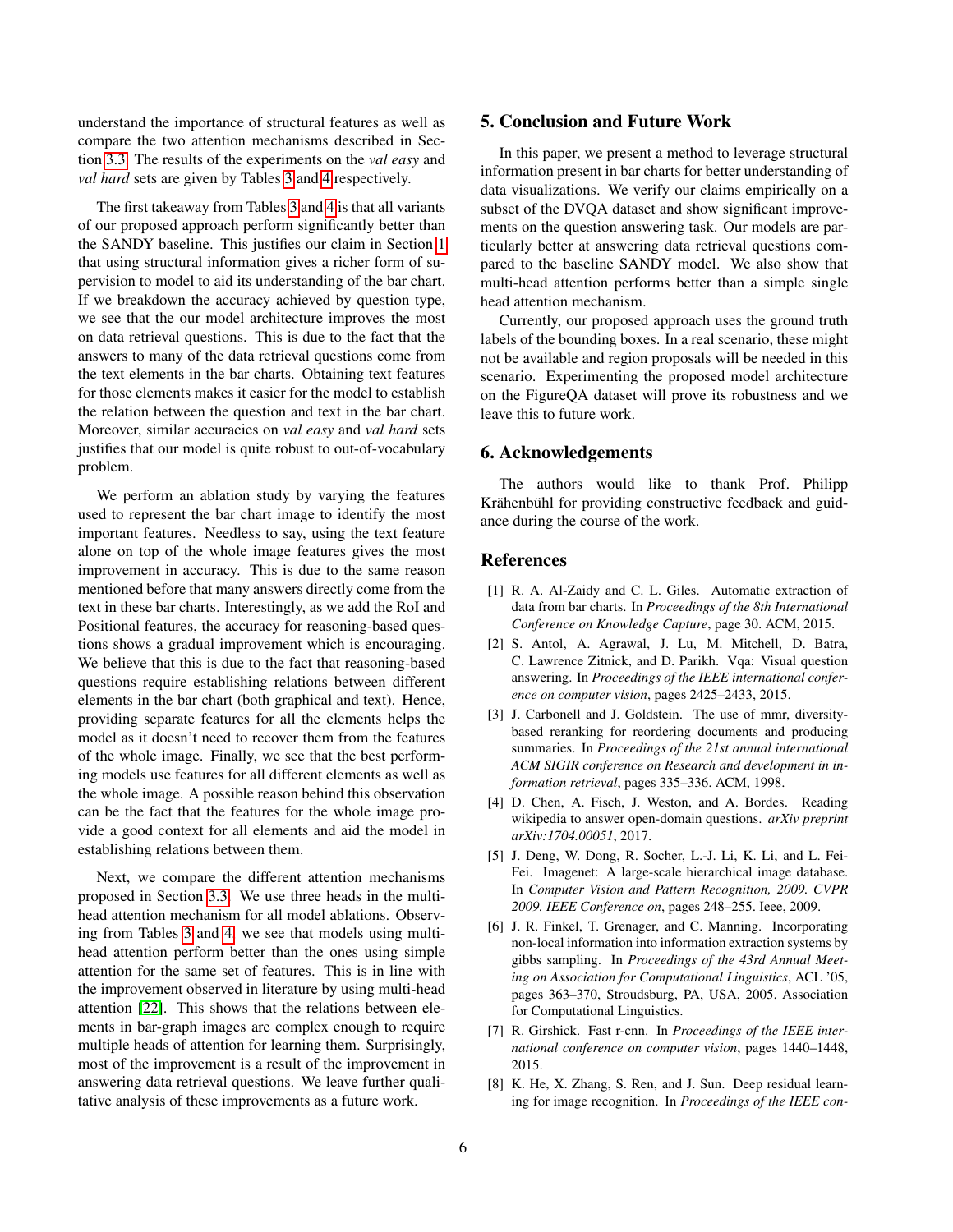understand the importance of structural features as well as compare the two attention mechanisms described in Section 3.3. The results of the experiments on the *val easy* and *val hard* sets are given by Tables 3 and 4 respectively.

The first takeaway from Tables 3 and 4 is that all variants of our proposed approach perform significantly better than the SANDY baseline. This justifies our claim in Section 1 that using structural information gives a richer form of supervision to model to aid its understanding of the bar chart. If we breakdown the accuracy achieved by question type, we see that the our model architecture improves the most on data retrieval questions. This is due to the fact that the answers to many of the data retrieval questions come from the text elements in the bar charts. Obtaining text features for those elements makes it easier for the model to establish the relation between the question and text in the bar chart. Moreover, similar accuracies on *val easy* and *val hard* sets justifies that our model is quite robust to out-of-vocabulary problem.

We perform an ablation study by varying the features used to represent the bar chart image to identify the most important features. Needless to say, using the text feature alone on top of the whole image features gives the most improvement in accuracy. This is due to the same reason mentioned before that many answers directly come from the text in these bar charts. Interestingly, as we add the RoI and Positional features, the accuracy for reasoning-based questions shows a gradual improvement which is encouraging. We believe that this is due to the fact that reasoning-based questions require establishing relations between different elements in the bar chart (both graphical and text). Hence, providing separate features for all the elements helps the model as it doesn't need to recover them from the features of the whole image. Finally, we see that the best performing models use features for all different elements as well as the whole image. A possible reason behind this observation can be the fact that the features for the whole image provide a good context for all elements and aid the model in establishing relations between them.

Next, we compare the different attention mechanisms proposed in Section 3.3. We use three heads in the multi-head attention mechanism for all model ablations. Observing from Tables 3 and 4, we see that models using multi-head attention perform better than the ones using simple attention for the same set of features. This is in line with the improvement observed in literature by using multi-head attention [22]. This shows that the relations between elements in bar-graph images are complex enough to require multiple heads of attention for learning them. Surprisingly, most of the improvement is a result of the improvement in answering data retrieval questions. We leave further qualitative analysis of these improvements as a future work.

## 5. Conclusion and Future Work

In this paper, we present a method to leverage structural information present in bar charts for better understanding of data visualizations. We verify our claims empirically on a subset of the DVQA dataset and show significant improvements on the question answering task. Our models are particularly better at answering data retrieval questions compared to the baseline SANDY model. We also show that multi-head attention performs better than a simple single head attention mechanism.

Currently, our proposed approach uses the ground truth labels of the bounding boxes. In a real scenario, these might not be available and region proposals will be needed in this scenario. Experimenting the proposed model architecture on the FigureQA dataset will prove its robustness and we leave this to future work.

## 6. Acknowledgements

The authors would like to thank Prof. Philipp Krähenbühl for providing constructive feedback and guidance during the course of the work.

## References

[1] R. A. Al-Zaidy and C. L. Giles. Automatic extraction of data from bar charts. In *Proceedings of the 8th International Conference on Knowledge Capture*, page 30. ACM, 2015.

[2] S. Antol, A. Agrawal, J. Lu, M. Mitchell, D. Batra, C. Lawrence Zitnick, and D. Parikh. Vqa: Visual question answering. In *Proceedings of the IEEE international conference on computer vision*, pages 2425–2433, 2015.

[3] J. Carbonell and J. Goldstein. The use of mmr, diversity-based reranking for reordering documents and producing summaries. In *Proceedings of the 21st annual international ACM SIGIR conference on Research and development in information retrieval*, pages 335–336. ACM, 1998.

[4] D. Chen, A. Fisch, J. Weston, and A. Bordes. Reading wikipedia to answer open-domain questions. *arXiv preprint arXiv:1704.00051*, 2017.

[5] J. Deng, W. Dong, R. Socher, L.-J. Li, K. Li, and L. Fei-Fei. Imagenet: A large-scale hierarchical image database. In *Computer Vision and Pattern Recognition, 2009. CVPR 2009. IEEE Conference on*, pages 248–255. Ieee, 2009.

[6] J. R. Finkel, T. Grenager, and C. Manning. Incorporating non-local information into information extraction systems by gibbs sampling. In *Proceedings of the 43rd Annual Meeting on Association for Computational Linguistics*, ACL '05, pages 363–370, Stroudsburg, PA, USA, 2005. Association for Computational Linguistics.

[7] R. Girshick. Fast r-cnn. In *Proceedings of the IEEE international conference on computer vision*, pages 1440–1448, 2015.

[8] K. He, X. Zhang, S. Ren, and J. Sun. Deep residual learning for image recognition. In *Proceedings of the IEEE con-*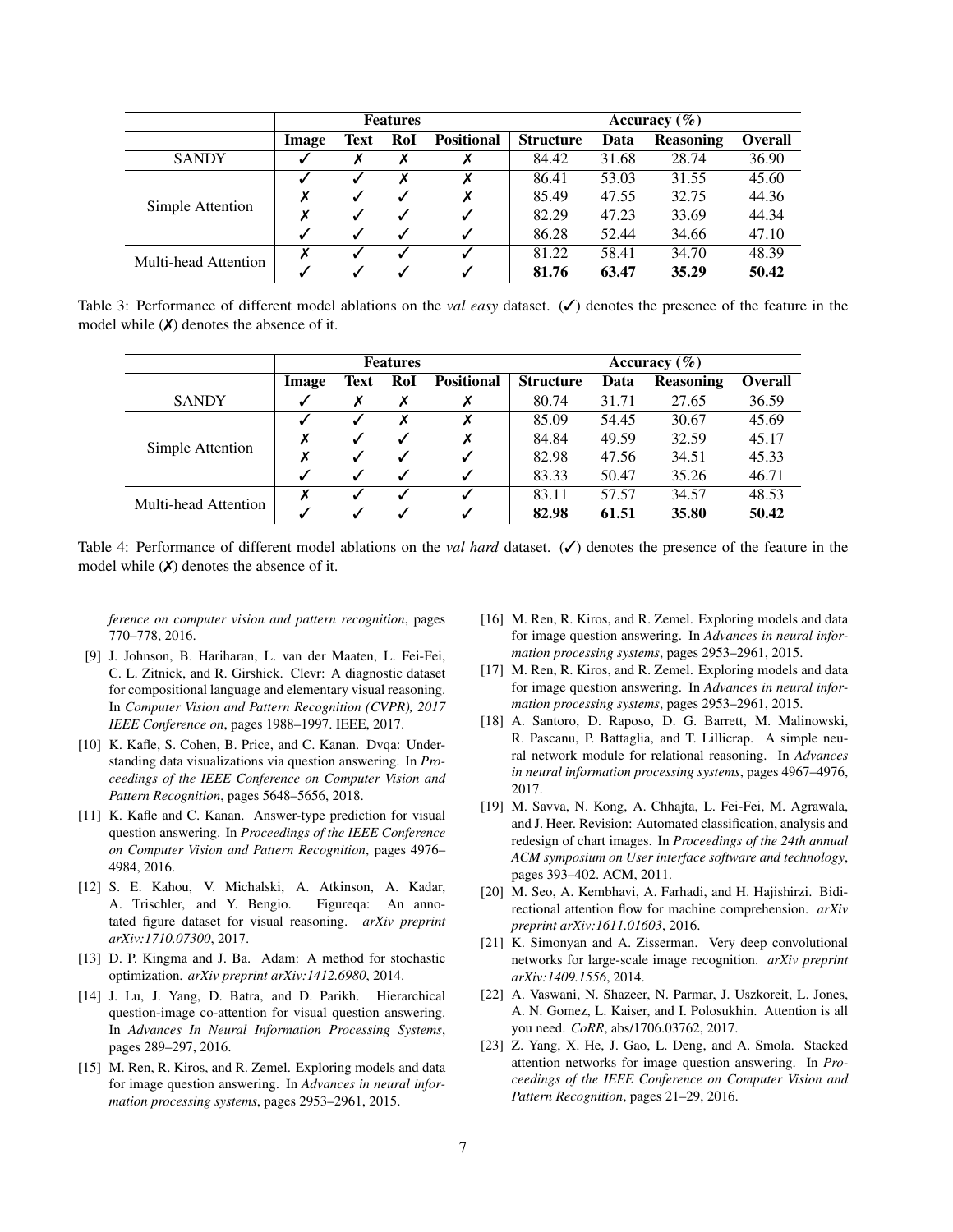| | Features | | | | Accuracy (%) | | | |
|---|---|---|---|---|---|---|---|---|
| | **Image** | **Text** | **RoI** | **Positional** | **Structure** | **Data** | **Reasoning** | **Overall** |
| SANDY | ✓ | ✗ | ✗ | ✗ | 84.42 | 31.68 | 28.74 | 36.90 |
| Simple Attention | ✓ | ✓ | ✗ | ✗ | 86.41 | 53.03 | 31.55 | 45.60 |
| | ✗ | ✓ | ✓ | ✗ | 85.49 | 47.55 | 32.75 | 44.36 |
| | ✗ | ✓ | ✓ | ✓ | 82.29 | 47.23 | 33.69 | 44.34 |
| | ✓ | ✓ | ✓ | ✓ | 86.28 | 52.44 | 34.66 | 47.10 |
| Multi-head Attention | ✗ | ✓ | ✓ | ✓ | 81.22 | 58.41 | 34.70 | 48.39 |
| | ✓ | ✓ | ✓ | ✓ | **81.76** | **63.47** | **35.29** | **50.42** |

Table 3: Performance of different model ablations on the *val easy* dataset. (✓) denotes the presence of the feature in the model while (✗) denotes the absence of it.

| | Features | | | | Accuracy (%) | | | |
|---|---|---|---|---|---|---|---|---|
| | **Image** | **Text** | **RoI** | **Positional** | **Structure** | **Data** | **Reasoning** | **Overall** |
| SANDY | ✓ | ✗ | ✗ | ✗ | 80.74 | 31.71 | 27.65 | 36.59 |
| Simple Attention | ✓ | ✓ | ✗ | ✗ | 85.09 | 54.45 | 30.67 | 45.69 |
| | ✗ | ✓ | ✓ | ✗ | 84.84 | 49.59 | 32.59 | 45.17 |
| | ✗ | ✓ | ✓ | ✓ | 82.98 | 47.56 | 34.51 | 45.33 |
| | ✓ | ✓ | ✓ | ✓ | 83.33 | 50.47 | 35.26 | 46.71 |
| Multi-head Attention | ✗ | ✓ | ✓ | ✓ | 83.11 | 57.57 | 34.57 | 48.53 |
| | ✓ | ✓ | ✓ | ✓ | **82.98** | **61.51** | **35.80** | **50.42** |

Table 4: Performance of different model ablations on the *val hard* dataset. (✓) denotes the presence of the feature in the model while (✗) denotes the absence of it.

*ference on computer vision and pattern recognition*, pages 770–778, 2016.

[9] J. Johnson, B. Hariharan, L. van der Maaten, L. Fei-Fei, C. L. Zitnick, and R. Girshick. Clevr: A diagnostic dataset for compositional language and elementary visual reasoning. In *Computer Vision and Pattern Recognition (CVPR), 2017 IEEE Conference on*, pages 1988–1997. IEEE, 2017.

[10] K. Kafle, S. Cohen, B. Price, and C. Kanan. Dvqa: Understanding data visualizations via question answering. In *Proceedings of the IEEE Conference on Computer Vision and Pattern Recognition*, pages 5648–5656, 2018.

[11] K. Kafle and C. Kanan. Answer-type prediction for visual question answering. In *Proceedings of the IEEE Conference on Computer Vision and Pattern Recognition*, pages 4976–4984, 2016.

[12] S. E. Kahou, V. Michalski, A. Atkinson, A. Kadar, A. Trischler, and Y. Bengio. Figureqa: An annotated figure dataset for visual reasoning. *arXiv preprint arXiv:1710.07300*, 2017.

[13] D. P. Kingma and J. Ba. Adam: A method for stochastic optimization. *arXiv preprint arXiv:1412.6980*, 2014.

[14] J. Lu, J. Yang, D. Batra, and D. Parikh. Hierarchical question-image co-attention for visual question answering. In *Advances In Neural Information Processing Systems*, pages 289–297, 2016.

[15] M. Ren, R. Kiros, and R. Zemel. Exploring models and data for image question answering. In *Advances in neural information processing systems*, pages 2953–2961, 2015.

[16] M. Ren, R. Kiros, and R. Zemel. Exploring models and data for image question answering. In *Advances in neural information processing systems*, pages 2953–2961, 2015.

[17] M. Ren, R. Kiros, and R. Zemel. Exploring models and data for image question answering. In *Advances in neural information processing systems*, pages 2953–2961, 2015.

[18] A. Santoro, D. Raposo, D. G. Barrett, M. Malinowski, R. Pascanu, P. Battaglia, and T. Lillicrap. A simple neural network module for relational reasoning. In *Advances in neural information processing systems*, pages 4967–4976, 2017.

[19] M. Savva, N. Kong, A. Chhajta, L. Fei-Fei, M. Agrawala, and J. Heer. Revision: Automated classification, analysis and redesign of chart images. In *Proceedings of the 24th annual ACM symposium on User interface software and technology*, pages 393–402. ACM, 2011.

[20] M. Seo, A. Kembhavi, A. Farhadi, and H. Hajishirzi. Bidirectional attention flow for machine comprehension. *arXiv preprint arXiv:1611.01603*, 2016.

[21] K. Simonyan and A. Zisserman. Very deep convolutional networks for large-scale image recognition. *arXiv preprint arXiv:1409.1556*, 2014.

[22] A. Vaswani, N. Shazeer, N. Parmar, J. Uszkoreit, L. Jones, A. N. Gomez, L. Kaiser, and I. Polosukhin. Attention is all you need. *CoRR*, abs/1706.03762, 2017.

[23] Z. Yang, X. He, J. Gao, L. Deng, and A. Smola. Stacked attention networks for image question answering. In *Proceedings of the IEEE Conference on Computer Vision and Pattern Recognition*, pages 21–29, 2016.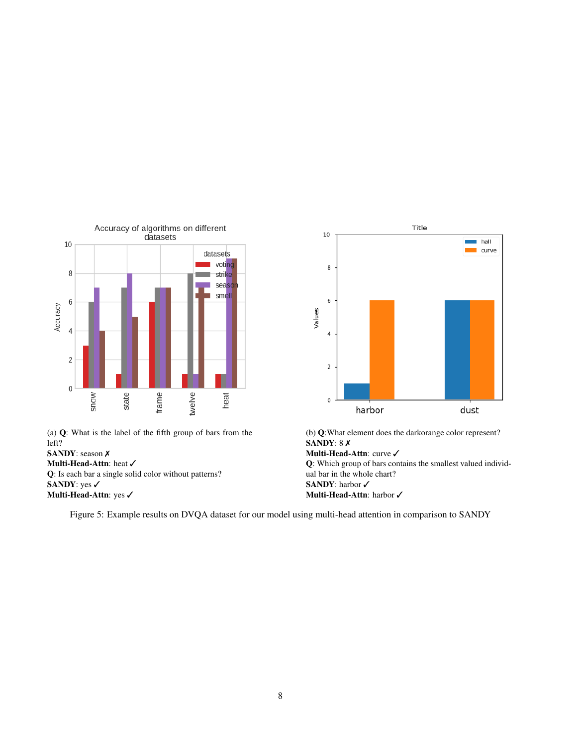Accuracy of algorithms on different datasets

10
8
6
4
2
0

Accuracy

datasets
voting
strike
season
smell

snow
state
frame
twelve
heat

Title

10
8
6
4
2
0

Values

hall
curve

harbor
dust

(a) **Q**: What is the label of the fifth group of bars from the left?
**SANDY**: season ✗
**Multi-Head-Attn**: heat ✓
**Q**: Is each bar a single solid color without patterns?
**SANDY**: yes ✓
**Multi-Head-Attn**: yes ✓

(b) **Q**:What element does the darkorange color represent?
**SANDY**: 8 ✗
**Multi-Head-Attn**: curve ✓
**Q**: Which group of bars contains the smallest valued individual bar in the whole chart?
**SANDY**: harbor ✓
**Multi-Head-Attn**: harbor ✓

Figure 5: Example results on DVQA dataset for our model using multi-head attention in comparison to SANDY